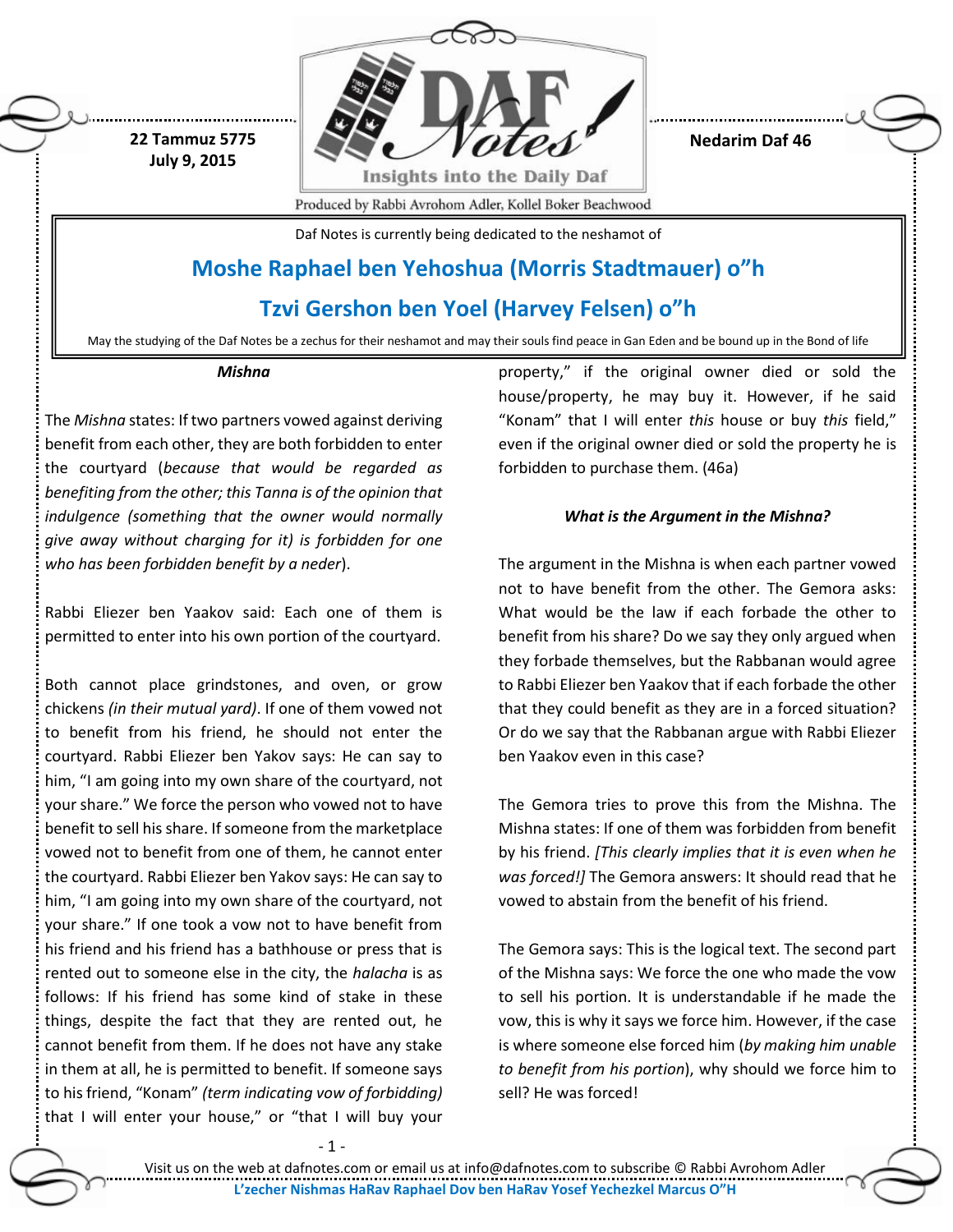22 Tammuz 5775
July 9, 2015

Nedarim Daf 46

Daf Notes is currently being dedicated to the neshamot of

## Moshe Raphael ben Yehoshua (Morris Stadtmauer) o"h

## Tzvi Gershon ben Yoel (Harvey Felsen) o"h

May the studying of the Daf Notes be a zechus for their neshamot and may their souls find peace in Gan Eden and be bound up in the Bond of life

### *Mishna*

The *Mishna* states: If two partners vowed against deriving benefit from each other, they are both forbidden to enter the courtyard (*because that would be regarded as benefiting from the other; this Tanna is of the opinion that indulgence (something that the owner would normally give away without charging for it) is forbidden for one who has been forbidden benefit by a neder*).

Rabbi Eliezer ben Yaakov said: Each one of them is permitted to enter into his own portion of the courtyard.

Both cannot place grindstones, and oven, or grow chickens *(in their mutual yard)*. If one of them vowed not to benefit from his friend, he should not enter the courtyard. Rabbi Eliezer ben Yakov says: He can say to him, "I am going into my own share of the courtyard, not your share." We force the person who vowed not to have benefit to sell his share. If someone from the marketplace vowed not to benefit from one of them, he cannot enter the courtyard. Rabbi Eliezer ben Yakov says: He can say to him, "I am going into my own share of the courtyard, not your share." If one took a vow not to have benefit from his friend and his friend has a bathhouse or press that is rented out to someone else in the city, the *halacha* is as follows: If his friend has some kind of stake in these things, despite the fact that they are rented out, he cannot benefit from them. If he does not have any stake in them at all, he is permitted to benefit. If someone says to his friend, "Konam" *(term indicating vow of forbidding)* that I will enter your house," or "that I will buy your property," if the original owner died or sold the house/property, he may buy it. However, if he said "Konam" that I will enter *this* house or buy *this* field," even if the original owner died or sold the property he is forbidden to purchase them. (46a)

### *What is the Argument in the Mishna?*

The argument in the Mishna is when each partner vowed not to have benefit from the other. The Gemora asks: What would be the law if each forbade the other to benefit from his share? Do we say they only argued when they forbade themselves, but the Rabbanan would agree to Rabbi Eliezer ben Yaakov that if each forbade the other that they could benefit as they are in a forced situation? Or do we say that the Rabbanan argue with Rabbi Eliezer ben Yaakov even in this case?

The Gemora tries to prove this from the Mishna. The Mishna states: If one of them was forbidden from benefit by his friend. *[This clearly implies that it is even when he was forced!]* The Gemora answers: It should read that he vowed to abstain from the benefit of his friend.

The Gemora says: This is the logical text. The second part of the Mishna says: We force the one who made the vow to sell his portion. It is understandable if he made the vow, this is why it says we force him. However, if the case is where someone else forced him (*by making him unable to benefit from his portion*), why should we force him to sell? He was forced!

Visit us on the web at dafnotes.com or email us at info@dafnotes.com to subscribe © Rabbi Avrohom Adler

**L'zecher Nishmas HaRav Raphael Dov ben HaRav Yosef Yechezkel Marcus O"H**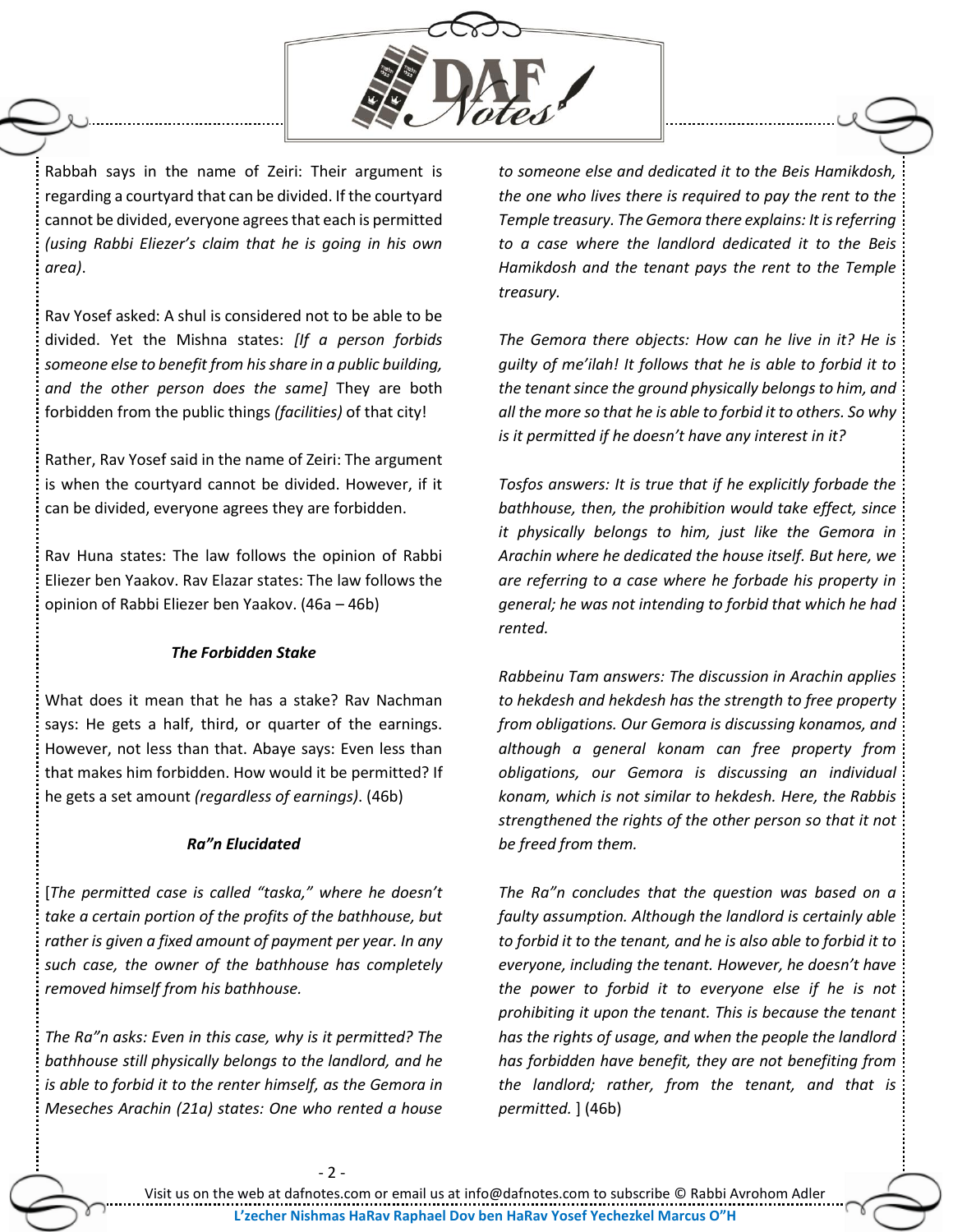Rabbah says in the name of Zeiri: Their argument is regarding a courtyard that can be divided. If the courtyard cannot be divided, everyone agrees that each is permitted *(using Rabbi Eliezer's claim that he is going in his own area)*.

Rav Yosef asked: A shul is considered not to be able to be divided. Yet the Mishna states: *[If a person forbids someone else to benefit from his share in a public building, and the other person does the same]* They are both forbidden from the public things *(facilities)* of that city!

Rather, Rav Yosef said in the name of Zeiri: The argument is when the courtyard cannot be divided. However, if it can be divided, everyone agrees they are forbidden.

Rav Huna states: The law follows the opinion of Rabbi Eliezer ben Yaakov. Rav Elazar states: The law follows the opinion of Rabbi Eliezer ben Yaakov. (46a – 46b)

### *The Forbidden Stake*

What does it mean that he has a stake? Rav Nachman says: He gets a half, third, or quarter of the earnings. However, not less than that. Abaye says: Even less than that makes him forbidden. How would it be permitted? If he gets a set amount *(regardless of earnings)*. (46b)

### *Ra"n Elucidated*

[*The permitted case is called "taska," where he doesn't take a certain portion of the profits of the bathhouse, but rather is given a fixed amount of payment per year. In any such case, the owner of the bathhouse has completely removed himself from his bathhouse.*

*The Ra"n asks: Even in this case, why is it permitted? The bathhouse still physically belongs to the landlord, and he is able to forbid it to the renter himself, as the Gemora in Meseches Arachin (21a) states: One who rented a house to someone else and dedicated it to the Beis Hamikdosh, the one who lives there is required to pay the rent to the Temple treasury. The Gemora there explains: It is referring to a case where the landlord dedicated it to the Beis Hamikdosh and the tenant pays the rent to the Temple treasury.*

*The Gemora there objects: How can he live in it? He is guilty of me'ilah! It follows that he is able to forbid it to the tenant since the ground physically belongs to him, and all the more so that he is able to forbid it to others. So why is it permitted if he doesn't have any interest in it?*

*Tosfos answers: It is true that if he explicitly forbade the bathhouse, then, the prohibition would take effect, since it physically belongs to him, just like the Gemora in Arachin where he dedicated the house itself. But here, we are referring to a case where he forbade his property in general; he was not intending to forbid that which he had rented.*

*Rabbeinu Tam answers: The discussion in Arachin applies to hekdesh and hekdesh has the strength to free property from obligations. Our Gemora is discussing konamos, and although a general konam can free property from obligations, our Gemora is discussing an individual konam, which is not similar to hekdesh. Here, the Rabbis strengthened the rights of the other person so that it not be freed from them.*

*The Ra"n concludes that the question was based on a faulty assumption. Although the landlord is certainly able to forbid it to the tenant, and he is also able to forbid it to everyone, including the tenant. However, he doesn't have the power to forbid it to everyone else if he is not prohibiting it upon the tenant. This is because the tenant has the rights of usage, and when the people the landlord has forbidden have benefit, they are not benefiting from the landlord; rather, from the tenant, and that is permitted.* ] (46b)

Visit us on the web at dafnotes.com or email us at info@dafnotes.com to subscribe © Rabbi Avrohom Adler

**L'zecher Nishmas HaRav Raphael Dov ben HaRav Yosef Yechezkel Marcus O"H**